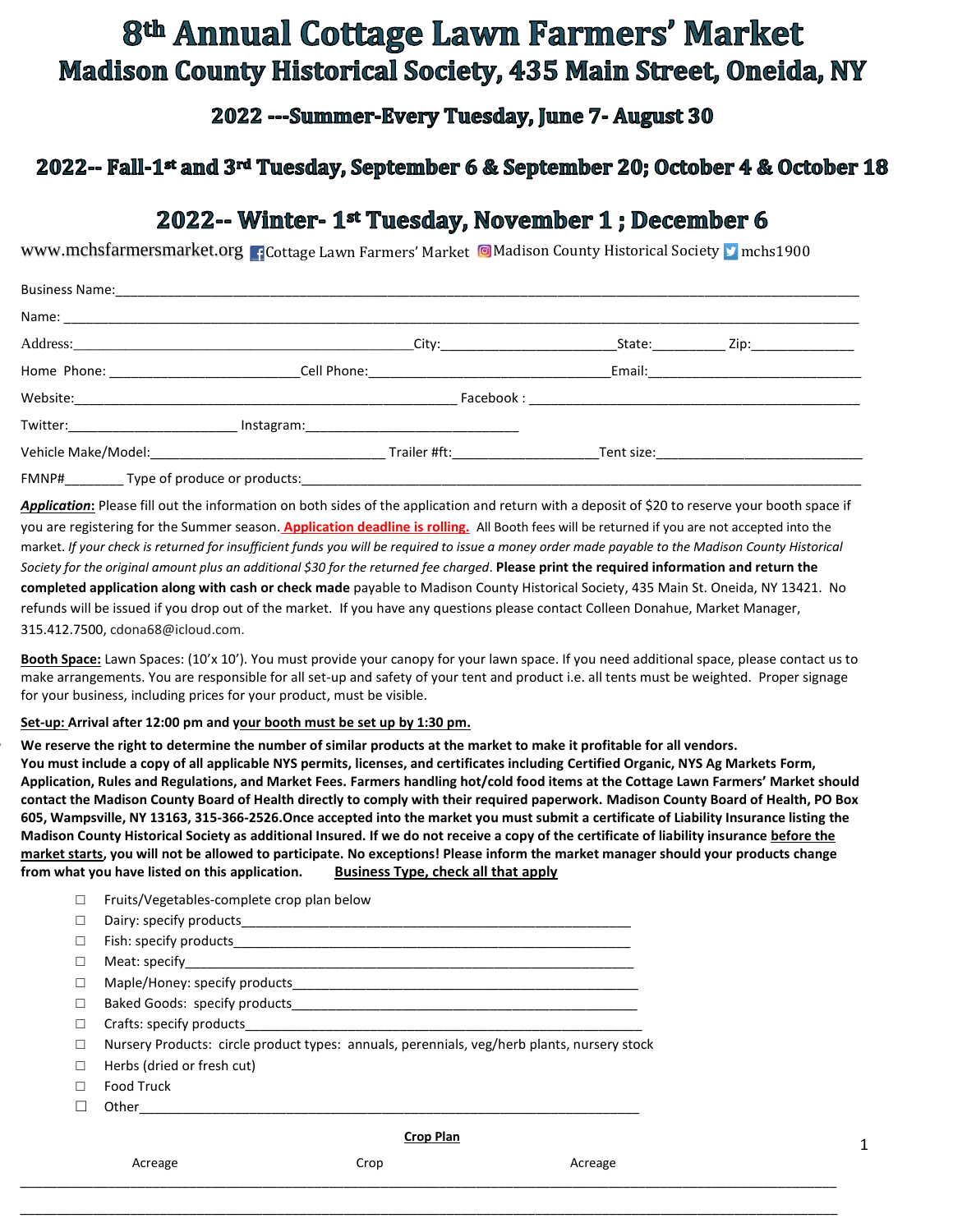# 8th Annual Cottage Lawn Farmers' Market

## Madison County Historical Society, 435 Main Street, Oneida, NY

### 2022 ---Summer-Every Tuesday, June 7- August 30

### 2022-- Fall-1st and 3rd Tuesday, September 6 & September 20; October 4 & October 18

### 2022-- Winter- 1st Tuesday, November 1 ; December 6

www.mchsfarmersmarket.org Cottage Lawn Farmers' Market Madison County Historical Society mchs1900

Business Name:_______________________________________________

Name: _______________________________________________

Address:_______________________ City:_______________ State:_________ Zip:_____________

Home Phone: _________________ Cell Phone:_____________________ Email:_____________________

Website:_____________________________ Facebook : ___________________________

Twitter:_______________ Instagram:____________________

Vehicle Make/Model:____________________ Trailer #ft:_____________ Tent size:____________________

FMNP#________ Type of produce or products:_______________________________________

***Application*:** Please fill out the information on both sides of the application and return with a deposit of $20 to reserve your booth space if you are registering for the Summer season. **Application deadline is rolling.** All Booth fees will be returned if you are not accepted into the market. *If your check is returned for insufficient funds you will be required to issue a money order made payable to the Madison County Historical Society for the original amount plus an additional $30 for the returned fee charged*. **Please print the required information and return the completed application along with cash or check made** payable to Madison County Historical Society, 435 Main St. Oneida, NY 13421. No refunds will be issued if you drop out of the market. If you have any questions please contact Colleen Donahue, Market Manager, 315.412.7500, cdona68@icloud.com.

**Booth Space:** Lawn Spaces: (10'x 10'). You must provide your canopy for your lawn space. If you need additional space, please contact us to make arrangements. You are responsible for all set-up and safety of your tent and product i.e. all tents must be weighted. Proper signage for your business, including prices for your product, must be visible.

**Set-up: Arrival after 12:00 pm and your booth must be set up by 1:30 pm.**

**We reserve the right to determine the number of similar products at the market to make it profitable for all vendors. You must include a copy of all applicable NYS permits, licenses, and certificates including Certified Organic, NYS Ag Markets Form, Application, Rules and Regulations, and Market Fees. Farmers handling hot/cold food items at the Cottage Lawn Farmers' Market should contact the Madison County Board of Health directly to comply with their required paperwork. Madison County Board of Health, PO Box 605, Wampsville, NY 13163, 315-366-2526.Once accepted into the market you must submit a certificate of Liability Insurance listing the Madison County Historical Society as additional Insured. If we do not receive a copy of the certificate of liability insurance before the market starts, you will not be allowed to participate. No exceptions! Please inform the market manager should your products change from what you have listed on this application.** **Business Type, check all that apply**

- ☐ Fruits/Vegetables-complete crop plan below
- ☐ Dairy: specify products_______________________________
- ☐ Fish: specify products_______________________________
- ☐ Meat: specify_______________________________
- ☐ Maple/Honey: specify products_______________________________
- ☐ Baked Goods: specify products_______________________________
- ☐ Crafts: specify products_______________________________
- ☐ Nursery Products: circle product types: annuals, perennials, veg/herb plants, nursery stock
- ☐ Herbs (dried or fresh cut)
- ☐ Food Truck
- ☐ Other_______________________________

**Crop Plan**

| Acreage | Crop | Acreage |
|---|---|---|
| | | |
| | | |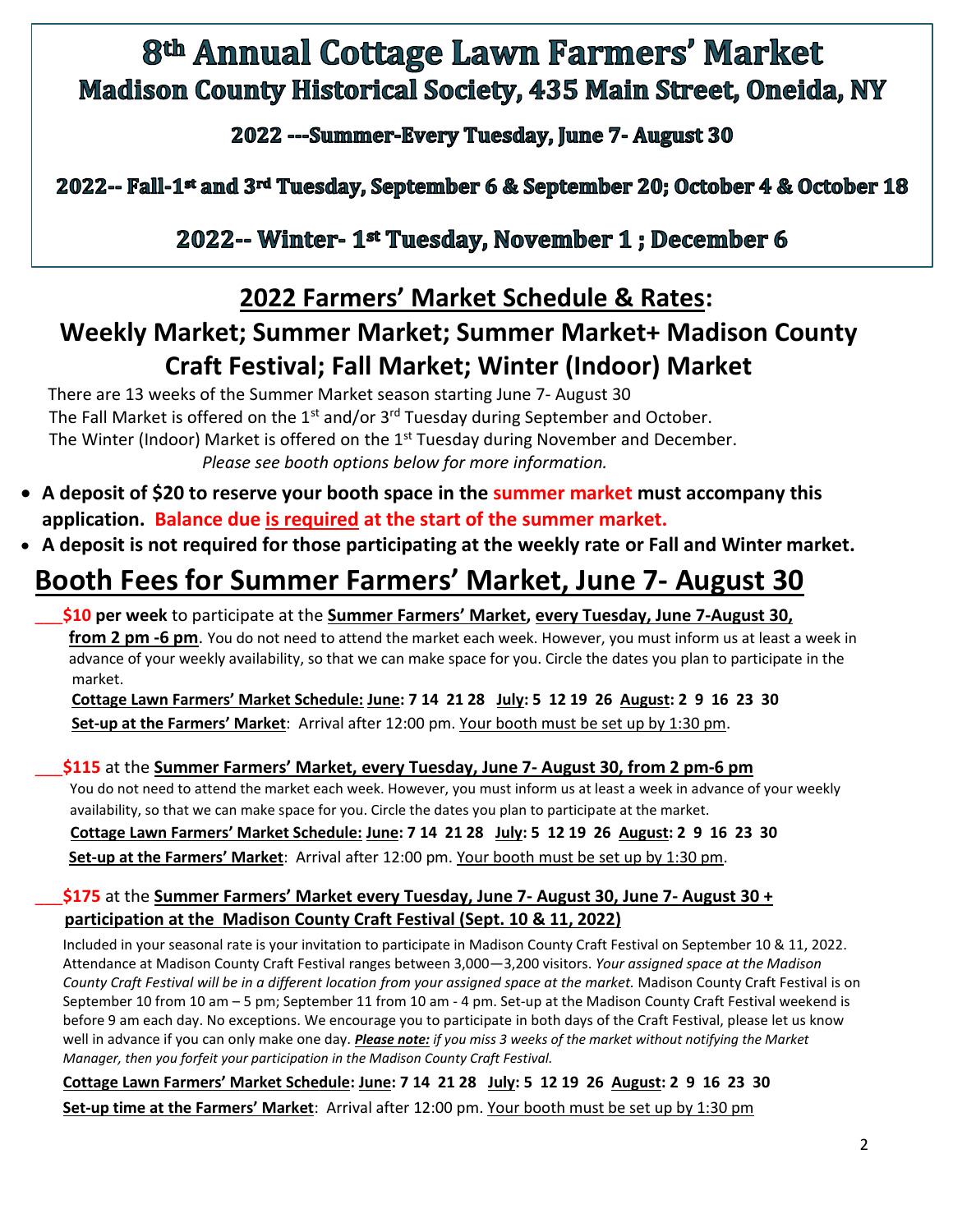# 8th Annual Cottage Lawn Farmers' Market

## Madison County Historical Society, 435 Main Street, Oneida, NY

### 2022 ---Summer-Every Tuesday, June 7- August 30

### 2022-- Fall-1st and 3rd Tuesday, September 6 & September 20; October 4 & October 18

### 2022-- Winter- 1st Tuesday, November 1 ; December 6

## 2022 Farmers' Market Schedule & Rates:

## Weekly Market; Summer Market; Summer Market+ Madison County Craft Festival; Fall Market; Winter (Indoor) Market

There are 13 weeks of the Summer Market season starting June 7- August 30
The Fall Market is offered on the 1st and/or 3rd Tuesday during September and October.
The Winter (Indoor) Market is offered on the 1st Tuesday during November and December.
*Please see booth options below for more information.*

- **A deposit of $20 to reserve your booth space in the summer market must accompany this application. Balance due is required at the start of the summer market.**
- **A deposit is not required for those participating at the weekly rate or Fall and Winter market.**

# Booth Fees for Summer Farmers' Market, June 7- August 30

___**$10 per week** to participate at the **Summer Farmers' Market, every Tuesday, June 7-August 30, from 2 pm -6 pm**. You do not need to attend the market each week. However, you must inform us at least a week in advance of your weekly availability, so that we can make space for you. Circle the dates you plan to participate in the market.

**Cottage Lawn Farmers' Market Schedule: June: 7 14 21 28 July: 5 12 19 26 August: 2 9 16 23 30**

**Set-up at the Farmers' Market**: Arrival after 12:00 pm. Your booth must be set up by 1:30 pm.

___**$115** at the **Summer Farmers' Market, every Tuesday, June 7- August 30, from 2 pm-6 pm**

You do not need to attend the market each week. However, you must inform us at least a week in advance of your weekly availability, so that we can make space for you. Circle the dates you plan to participate at the market.

**Cottage Lawn Farmers' Market Schedule: June: 7 14 21 28 July: 5 12 19 26 August: 2 9 16 23 30**

**Set-up at the Farmers' Market**: Arrival after 12:00 pm. Your booth must be set up by 1:30 pm.

___**$175** at the **Summer Farmers' Market every Tuesday, June 7- August 30, June 7- August 30 + participation at the Madison County Craft Festival (Sept. 10 & 11, 2022)**

Included in your seasonal rate is your invitation to participate in Madison County Craft Festival on September 10 & 11, 2022. Attendance at Madison County Craft Festival ranges between 3,000—3,200 visitors. *Your assigned space at the Madison County Craft Festival will be in a different location from your assigned space at the market.* Madison County Craft Festival is on September 10 from 10 am – 5 pm; September 11 from 10 am - 4 pm. Set-up at the Madison County Craft Festival weekend is before 9 am each day. No exceptions. We encourage you to participate in both days of the Craft Festival, please let us know well in advance if you can only make one day. ***Please note:*** *if you miss 3 weeks of the market without notifying the Market Manager, then you forfeit your participation in the Madison County Craft Festival.*

**Cottage Lawn Farmers' Market Schedule: June: 7 14 21 28 July: 5 12 19 26 August: 2 9 16 23 30**

**Set-up time at the Farmers' Market**: Arrival after 12:00 pm. Your booth must be set up by 1:30 pm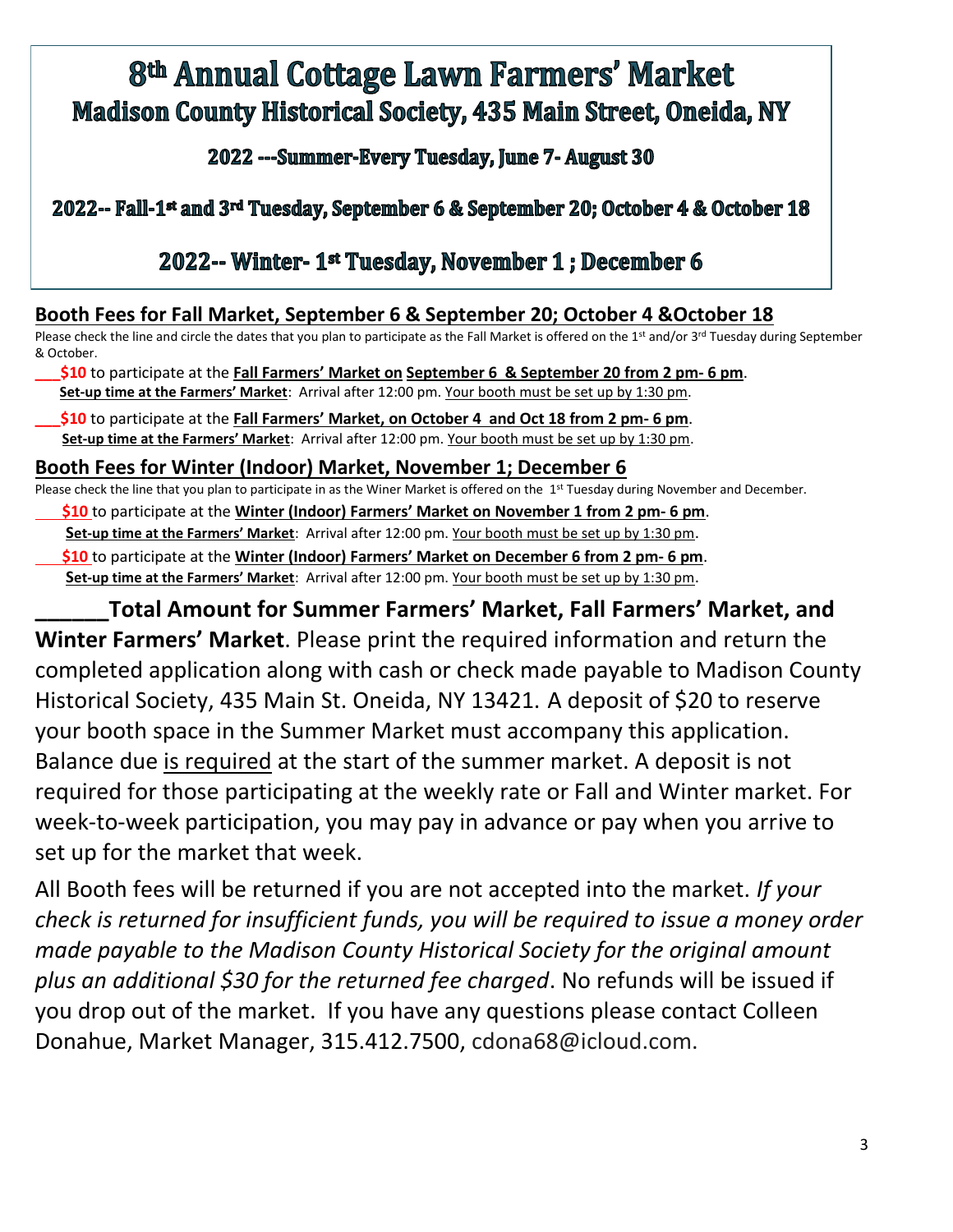# 8th Annual Cottage Lawn Farmers' Market

## Madison County Historical Society, 435 Main Street, Oneida, NY

### 2022 ---Summer-Every Tuesday, June 7- August 30

### 2022-- Fall-1st and 3rd Tuesday, September 6 & September 20; October 4 & October 18

### 2022-- Winter- 1st Tuesday, November 1 ; December 6

**Booth Fees for Fall Market, September 6 & September 20; October 4 &October 18**

Please check the line and circle the dates that you plan to participate as the Fall Market is offered on the 1st and/or 3rd Tuesday during September & October.

___**$10** to participate at the **Fall Farmers' Market on September 6 & September 20 from 2 pm- 6 pm**.
**Set-up time at the Farmers' Market**: Arrival after 12:00 pm. Your booth must be set up by 1:30 pm.

___**$10** to participate at the **Fall Farmers' Market, on October 4 and Oct 18 from 2 pm- 6 pm**.
**Set-up time at the Farmers' Market**: Arrival after 12:00 pm. Your booth must be set up by 1:30 pm.

**Booth Fees for Winter (Indoor) Market, November 1; December 6**

Please check the line that you plan to participate in as the Winer Market is offered on the 1st Tuesday during November and December.

___**$10** to participate at the **Winter (Indoor) Farmers' Market on November 1 from 2 pm- 6 pm**.
**Set-up time at the Farmers' Market**: Arrival after 12:00 pm. Your booth must be set up by 1:30 pm.

___**$10** to participate at the **Winter (Indoor) Farmers' Market on December 6 from 2 pm- 6 pm**.
**Set-up time at the Farmers' Market**: Arrival after 12:00 pm. Your booth must be set up by 1:30 pm.

______**Total Amount for Summer Farmers' Market, Fall Farmers' Market, and Winter Farmers' Market**. Please print the required information and return the completed application along with cash or check made payable to Madison County Historical Society, 435 Main St. Oneida, NY 13421. A deposit of $20 to reserve your booth space in the Summer Market must accompany this application. Balance due is required at the start of the summer market. A deposit is not required for those participating at the weekly rate or Fall and Winter market. For week-to-week participation, you may pay in advance or pay when you arrive to set up for the market that week.

All Booth fees will be returned if you are not accepted into the market. *If your check is returned for insufficient funds, you will be required to issue a money order made payable to the Madison County Historical Society for the original amount plus an additional $30 for the returned fee charged*. No refunds will be issued if you drop out of the market. If you have any questions please contact Colleen Donahue, Market Manager, 315.412.7500, cdona68@icloud.com.